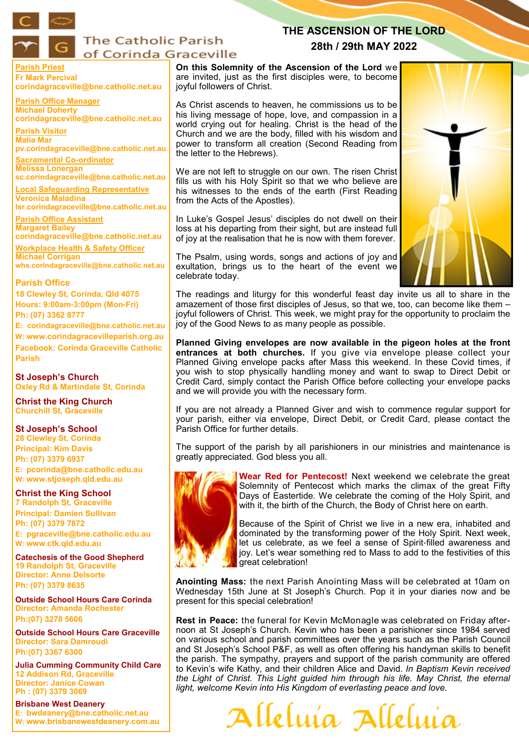# The Catholic Parish of Corinda Graceville

## THE ASCENSION OF THE LORD
## 28th / 29th MAY 2022

**Parish Priest**
Fr Mark Percival
corindagraceville@bne.catholic.net.au

**Parish Office Manager**
Michael Doherty
corindagraceville@bne.catholic.net.au

**Parish Visitor**
Malia Mar
pv.corindagraceville@bne.catholic.net.au

**Sacramental Co-ordinator**
Melissa Lonergan
sc.corindagraceville@bne.catholic.net.au

**Local Safeguarding Representative**
Veronica Maladina
lsr.corindagraceville@bne.catholic.net.au

**Parish Office Assistant**
Margaret Bailey
corindagraceville@bne.catholic.net.au

**Workplace Health & Safety Officer**
Michael Corrigan
whs.corindagraceville@bne.catholic.net.au

**Parish Office**
18 Clewley St, Corinda, Qld 4075
Hours: 9:00am-3:00pm (Mon-Fri)
Ph: (07) 3362 8777
E: corindagraceville@bne.catholic.net.au
W: www.corindagracevilleparish.org.au
Facebook: Corinda Graceville Catholic Parish

**St Joseph's Church**
Oxley Rd & Martindale St, Corinda

**Christ the King Church**
Churchill St, Graceville

**St Joseph's School**
28 Clewley St, Corinda
Principal: Kim Davis
Ph: (07) 3379 6937
E: pcorinda@bne.catholic.edu.au
W: www.stjoseph.qld.edu.au

**Christ the King School**
7 Randolph St, Graceville
Principal: Damien Sullivan
Ph: (07) 3379 7872
E: pgraceville@bne.catholic.edu.au
W: www.ctk.qld.edu.au

**Catechesis of the Good Shepherd**
19 Randolph St, Graceville
Director: Anne Delsorte
Ph: (07) 3379 8635

**Outside School Hours Care Corinda**
Director: Amanda Rochester
Ph:(07) 3278 5606

**Outside School Hours Care Graceville**
Director: Sara Damroudi
Ph:(07) 3367 6300

**Julia Cumming Community Child Care**
12 Addison Rd, Graceville
Director: Janice Cowan
Ph : (07) 3379 3069

**Brisbane West Deanery**
E: bwdeanery@bne.catholic.net.au
W: www.brisbanewestdeanery.com.au

**On this Solemnity of the Ascension of the Lord** we are invited, just as the first disciples were, to become joyful followers of Christ.

As Christ ascends to heaven, he commissions us to be his living message of hope, love, and compassion in a world crying out for healing. Christ is the head of the Church and we are the body, filled with his wisdom and power to transform all creation (Second Reading from the letter to the Hebrews).

We are not left to struggle on our own. The risen Christ fills us with his Holy Spirit so that we who believe are his witnesses to the ends of the earth (First Reading from the Acts of the Apostles).

In Luke's Gospel Jesus' disciples do not dwell on their loss at his departing from their sight, but are instead full of joy at the realisation that he is now with them forever.

The Psalm, using words, songs and actions of joy and exultation, brings us to the heart of the event we celebrate today.

The readings and liturgy for this wonderful feast day invite us all to share in the amazement of those first disciples of Jesus, so that we, too, can become like them – joyful followers of Christ. This week, we might pray for the opportunity to proclaim the joy of the Good News to as many people as possible.

**Planned Giving envelopes are now available in the pigeon holes at the front entrances at both churches.** If you give via envelope please collect your Planned Giving envelope packs after Mass this weekend. In these Covid times, if you wish to stop physically handling money and want to swap to Direct Debit or Credit Card, simply contact the Parish Office before collecting your envelope packs and we will provide you with the necessary form.

If you are not already a Planned Giver and wish to commence regular support for your parish, either via envelope, Direct Debit, or Credit Card, please contact the Parish Office for further details.

The support of the parish by all parishioners in our ministries and maintenance is greatly appreciated. God bless you all.

**Wear Red for Pentecost!** Next weekend we celebrate the great Solemnity of Pentecost which marks the climax of the great Fifty Days of Eastertide. We celebrate the coming of the Holy Spirit, and with it, the birth of the Church, the Body of Christ here on earth.

Because of the Spirit of Christ we live in a new era, inhabited and dominated by the transforming power of the Holy Spirit. Next week, let us celebrate, as we feel a sense of Spirit-filled awareness and joy. Let's wear something red to Mass to add to the festivities of this great celebration!

**Anointing Mass:** the next Parish Anointing Mass will be celebrated at 10am on Wednesday 15th June at St Joseph's Church. Pop it in your diaries now and be present for this special celebration!

**Rest in Peace:** the funeral for Kevin McMonagle was celebrated on Friday afternoon at St Joseph's Church. Kevin who has been a parishioner since 1984 served on various school and parish committees over the years such as the Parish Council and St Joseph's School P&F, as well as often offering his handyman skills to benefit the parish. The sympathy, prayers and support of the parish community are offered to Kevin's wife Kathy, and their children Alice and David. *In Baptism Kevin received the Light of Christ. This Light guided him through his life. May Christ, the eternal light, welcome Kevin into His Kingdom of everlasting peace and love.*

Alleluia Alleluia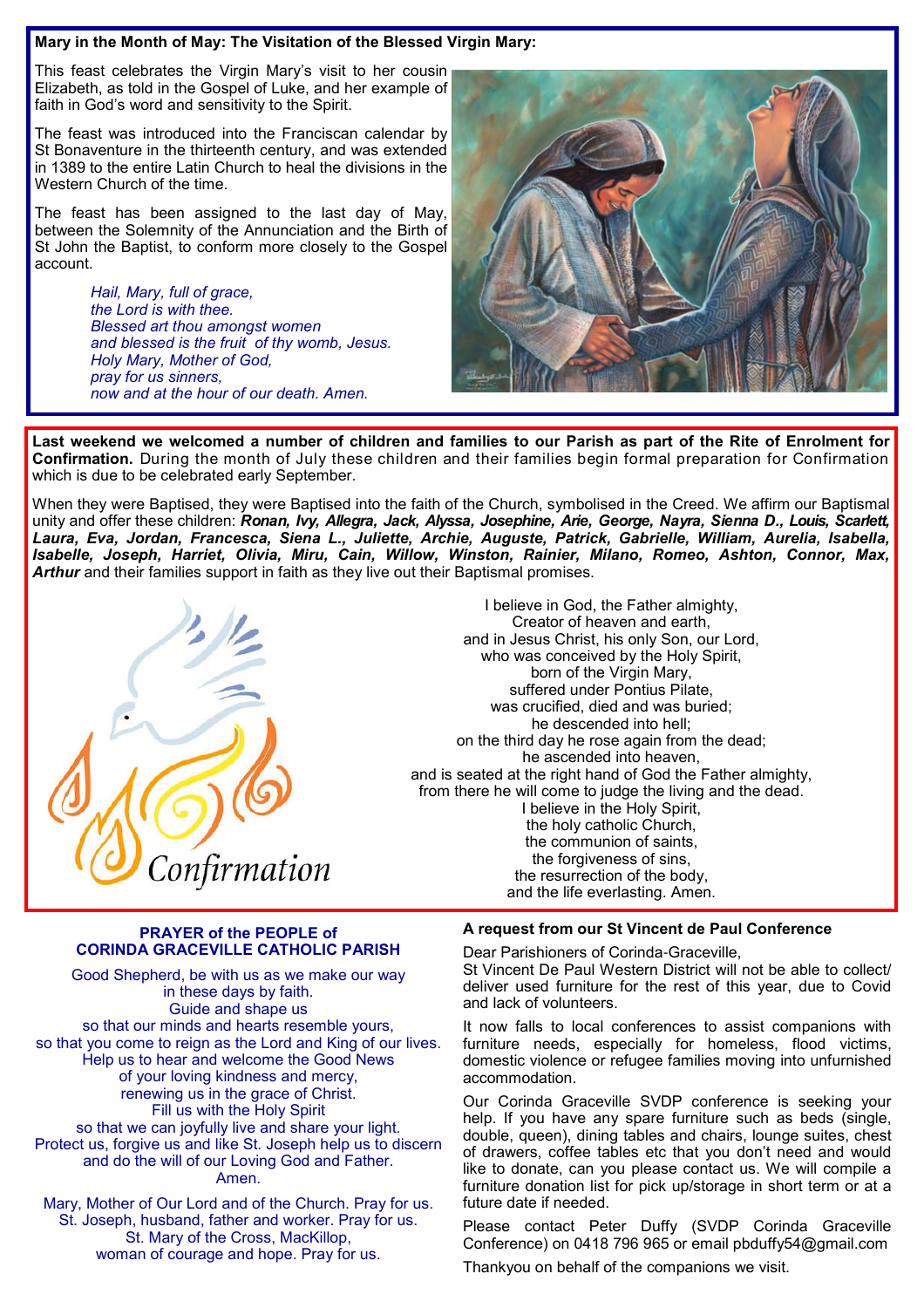## Mary in the Month of May: The Visitation of the Blessed Virgin Mary:

This feast celebrates the Virgin Mary's visit to her cousin Elizabeth, as told in the Gospel of Luke, and her example of faith in God's word and sensitivity to the Spirit.

The feast was introduced into the Franciscan calendar by St Bonaventure in the thirteenth century, and was extended in 1389 to the entire Latin Church to heal the divisions in the Western Church of the time.

The feast has been assigned to the last day of May, between the Solemnity of the Annunciation and the Birth of St John the Baptist, to conform more closely to the Gospel account.

*Hail, Mary, full of grace,*
*the Lord is with thee.*
*Blessed art thou amongst women*
*and blessed is the fruit of thy womb, Jesus.*
*Holy Mary, Mother of God,*
*pray for us sinners,*
*now and at the hour of our death. Amen.*

**Last weekend we welcomed a number of children and families to our Parish as part of the Rite of Enrolment for Confirmation.** During the month of July these children and their families begin formal preparation for Confirmation which is due to be celebrated early September.

When they were Baptised, they were Baptised into the faith of the Church, symbolised in the Creed. We affirm our Baptismal unity and offer these children: ***Ronan, Ivy, Allegra, Jack, Alyssa, Josephine, Arie, George, Nayra, Sienna D., Louis, Scarlett, Laura, Eva, Jordan, Francesca, Siena L., Juliette, Archie, Auguste, Patrick, Gabrielle, William, Aurelia, Isabella, Isabelle, Joseph, Harriet, Olivia, Miru, Cain, Willow, Winston, Rainier, Milano, Romeo, Ashton, Connor, Max, Arthur*** and their families support in faith as they live out their Baptismal promises.

Confirmation

I believe in God, the Father almighty,
Creator of heaven and earth,
and in Jesus Christ, his only Son, our Lord,
who was conceived by the Holy Spirit,
born of the Virgin Mary,
suffered under Pontius Pilate,
was crucified, died and was buried;
he descended into hell;
on the third day he rose again from the dead;
he ascended into heaven,
and is seated at the right hand of God the Father almighty,
from there he will come to judge the living and the dead.
I believe in the Holy Spirit,
the holy catholic Church,
the communion of saints,
the forgiveness of sins,
the resurrection of the body,
and the life everlasting. Amen.

## PRAYER of the PEOPLE of CORINDA GRACEVILLE CATHOLIC PARISH

Good Shepherd, be with us as we make our way
in these days by faith.
Guide and shape us
so that our minds and hearts resemble yours,
so that you come to reign as the Lord and King of our lives.
Help us to hear and welcome the Good News
of your loving kindness and mercy,
renewing us in the grace of Christ.
Fill us with the Holy Spirit
so that we can joyfully live and share your light.
Protect us, forgive us and like St. Joseph help us to discern
and do the will of our Loving God and Father.
Amen.

Mary, Mother of Our Lord and of the Church. Pray for us.
St. Joseph, husband, father and worker. Pray for us.
St. Mary of the Cross, MacKillop,
woman of courage and hope. Pray for us.

## A request from our St Vincent de Paul Conference

Dear Parishioners of Corinda-Graceville,
St Vincent De Paul Western District will not be able to collect/ deliver used furniture for the rest of this year, due to Covid and lack of volunteers.

It now falls to local conferences to assist companions with furniture needs, especially for homeless, flood victims, domestic violence or refugee families moving into unfurnished accommodation.

Our Corinda Graceville SVDP conference is seeking your help. If you have any spare furniture such as beds (single, double, queen), dining tables and chairs, lounge suites, chest of drawers, coffee tables etc that you don't need and would like to donate, can you please contact us. We will compile a furniture donation list for pick up/storage in short term or at a future date if needed.

Please contact Peter Duffy (SVDP Corinda Graceville Conference) on 0418 796 965 or email pbduffy54@gmail.com

Thankyou on behalf of the companions we visit.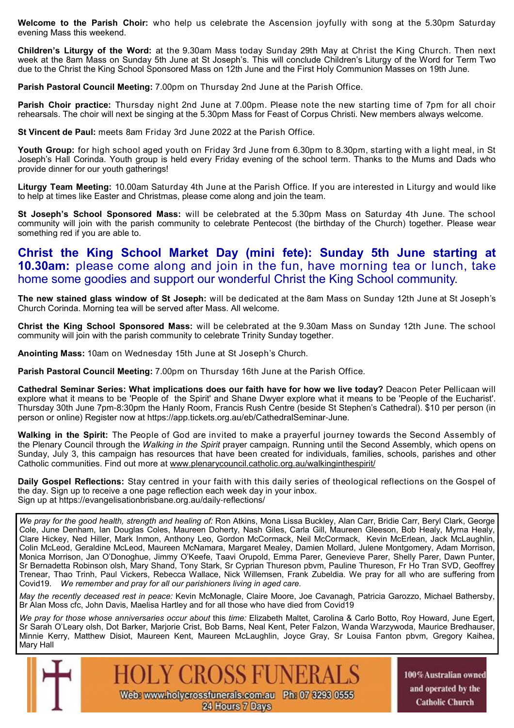**Welcome to the Parish Choir:** who help us celebrate the Ascension joyfully with song at the 5.30pm Saturday evening Mass this weekend.

**Children's Liturgy of the Word:** at the 9.30am Mass today Sunday 29th May at Christ the King Church. Then next week at the 8am Mass on Sunday 5th June at St Joseph's. This will conclude Children's Liturgy of the Word for Term Two due to the Christ the King School Sponsored Mass on 12th June and the First Holy Communion Masses on 19th June.

**Parish Pastoral Council Meeting:** 7.00pm on Thursday 2nd June at the Parish Office.

**Parish Choir practice:** Thursday night 2nd June at 7.00pm. Please note the new starting time of 7pm for all choir rehearsals. The choir will next be singing at the 5.30pm Mass for Feast of Corpus Christi. New members always welcome.

**St Vincent de Paul:** meets 8am Friday 3rd June 2022 at the Parish Office.

**Youth Group:** for high school aged youth on Friday 3rd June from 6.30pm to 8.30pm, starting with a light meal, in St Joseph's Hall Corinda. Youth group is held every Friday evening of the school term. Thanks to the Mums and Dads who provide dinner for our youth gatherings!

**Liturgy Team Meeting:** 10.00am Saturday 4th June at the Parish Office. If you are interested in Liturgy and would like to help at times like Easter and Christmas, please come along and join the team.

**St Joseph's School Sponsored Mass:** will be celebrated at the 5.30pm Mass on Saturday 4th June. The school community will join with the parish community to celebrate Pentecost (the birthday of the Church) together. Please wear something red if you are able to.

## **Christ the King School Market Day (mini fete): Sunday 5th June starting at 10.30am:** please come along and join in the fun, have morning tea or lunch, take home some goodies and support our wonderful Christ the King School community.

**The new stained glass window of St Joseph:** will be dedicated at the 8am Mass on Sunday 12th June at St Joseph's Church Corinda. Morning tea will be served after Mass. All welcome.

**Christ the King School Sponsored Mass:** will be celebrated at the 9.30am Mass on Sunday 12th June. The school community will join with the parish community to celebrate Trinity Sunday together.

**Anointing Mass:** 10am on Wednesday 15th June at St Joseph's Church.

**Parish Pastoral Council Meeting:** 7.00pm on Thursday 16th June at the Parish Office.

**Cathedral Seminar Series: What implications does our faith have for how we live today?** Deacon Peter Pellicaan will explore what it means to be 'People of the Spirit' and Shane Dwyer explore what it means to be 'People of the Eucharist'. Thursday 30th June 7pm-8:30pm the Hanly Room, Francis Rush Centre (beside St Stephen's Cathedral). $10 per person (in person or online) Register now at https://app.tickets.org.au/eb/CathedralSeminar-June.

**Walking in the Spirit:** The People of God are invited to make a prayerful journey towards the Second Assembly of the Plenary Council through the *Walking in the Spirit* prayer campaign. Running until the Second Assembly, which opens on Sunday, July 3, this campaign has resources that have been created for individuals, families, schools, parishes and other Catholic communities. Find out more at www.plenarycouncil.catholic.org.au/walkinginthespirit/

**Daily Gospel Reflections:** Stay centred in your faith with this daily series of theological reflections on the Gospel of the day. Sign up to receive a one page reflection each week day in your inbox.
Sign up at https://evangelisationbrisbane.org.au/daily-reflections/

*We pray for the good health, strength and healing of:* Ron Atkins, Mona Lissa Buckley, Alan Carr, Bridie Carr, Beryl Clark, George Cole, June Denham, Ian Douglas Coles, Maureen Doherty, Nash Giles, Carla Gill, Maureen Gleeson, Bob Healy, Myrna Healy, Clare Hickey, Ned Hiller, Mark Inmon, Anthony Leo, Gordon McCormack, Neil McCormack, Kevin McErlean, Jack McLaughlin, Colin McLeod, Geraldine McLeod, Maureen McNamara, Margaret Mealey, Damien Mollard, Julene Montgomery, Adam Morrison, Monica Morrison, Jan O'Donoghue, Jimmy O'Keefe, Taavi Orupold, Emma Parer, Genevieve Parer, Shelly Parer, Dawn Punter, Sr Bernadetta Robinson olsh, Mary Shand, Tony Stark, Sr Cyprian Thureson pbvm, Pauline Thureson, Fr Ho Tran SVD, Geoffrey Trenear, Thao Trinh, Paul Vickers, Rebecca Wallace, Nick Willemsen, Frank Zubeldia. We pray for all who are suffering from Covid19. *We remember and pray for all our parishioners living in aged care.*

*May the recently deceased rest in peace:* Kevin McMonagle, Claire Moore, Joe Cavanagh, Patricia Garozzo, Michael Bathersby, Br Alan Moss cfc, John Davis, Maelisa Hartley and for all those who have died from Covid19

*We pray for those whose anniversaries occur about* this *time:* Elizabeth Maltet, Carolina & Carlo Botto, Roy Howard, June Egert, Sr Sarah O'Leary olsh, Dot Barker, Marjorie Crist, Bob Barns, Neal Kent, Peter Falzon, Wanda Warzywoda, Maurice Bredhauser, Minnie Kerry, Matthew Disiot, Maureen Kent, Maureen McLaughlin, Joyce Gray, Sr Louisa Fanton pbvm, Gregory Kaihea, Mary Hall

HOLY CROSS FUNERALS
Web: www.holycrossfunerals.com.au Ph: 07 3293 0555
24 Hours 7 Days
100% Australian owned and operated by the Catholic Church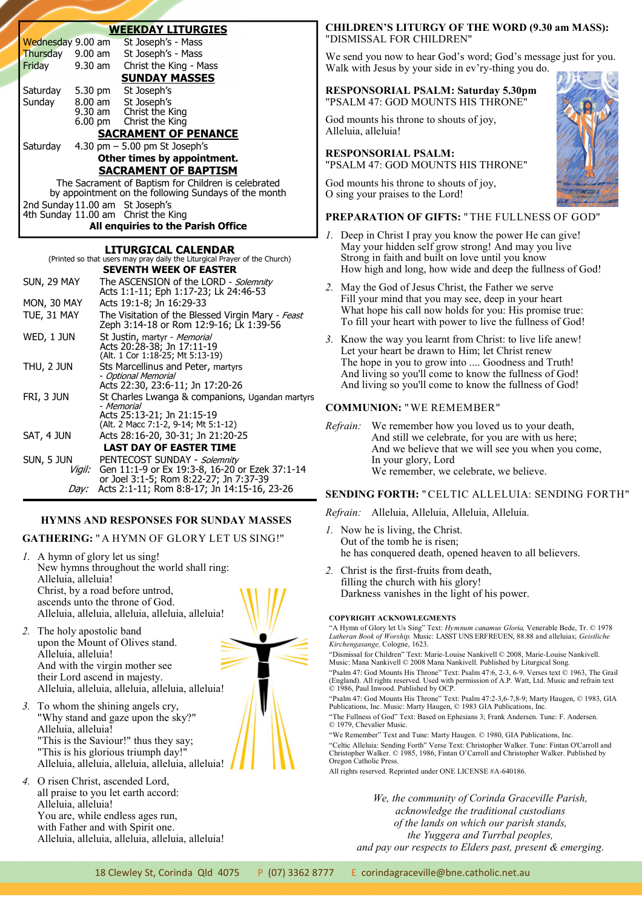## WEEKDAY LITURGIES

| | | |
|---|---|---|
| Wednesday | 9.00 am | St Joseph's - Mass |
| Thursday | 9.00 am | St Joseph's - Mass |
| Friday | 9.30 am | Christ the King - Mass |

## SUNDAY MASSES

| | | |
|---|---|---|
| Saturday | 5.30 pm | St Joseph's |
| Sunday | 8.00 am | St Joseph's |
| | 9.30 am | Christ the King |
| | 6.00 pm | Christ the King |

## SACRAMENT OF PENANCE

Saturday 4.30 pm – 5.00 pm St Joseph's

**Other times by appointment.**

## SACRAMENT OF BAPTISM

The Sacrament of Baptism for Children is celebrated by appointment on the following Sundays of the month

2nd Sunday 11.00 am St Joseph's
4th Sunday 11.00 am Christ the King

**All enquiries to the Parish Office**

## LITURGICAL CALENDAR

(Printed so that users may pray daily the Liturgical Prayer of the Church)

### SEVENTH WEEK OF EASTER

| | |
|---|---|
| SUN, 29 MAY | The ASCENSION of the LORD - *Solemnity* Acts 1:1-11; Eph 1:17-23; Lk 24:46-53 |
| MON, 30 MAY | Acts 19:1-8; Jn 16:29-33 |
| TUE, 31 MAY | The Visitation of the Blessed Virgin Mary - *Feast* Zeph 3:14-18 or Rom 12:9-16; Lk 1:39-56 |
| WED, 1 JUN | St Justin, martyr - *Memorial* Acts 20:28-38; Jn 17:11-19 (Alt. 1 Cor 1:18-25; Mt 5:13-19) |
| THU, 2 JUN | Sts Marcellinus and Peter, martyrs - *Optional Memorial* Acts 22:30, 23:6-11; Jn 17:20-26 |
| FRI, 3 JUN | St Charles Lwanga & companions, Ugandan martyrs - *Memorial* Acts 25:13-21; Jn 21:15-19 (Alt. 2 Macc 7:1-2, 9-14; Mt 5:1-12) |
| SAT, 4 JUN | Acts 28:16-20, 30-31; Jn 21:20-25 |

### LAST DAY OF EASTER TIME

| | |
|---|---|
| SUN, 5 JUN | PENTECOST SUNDAY - *Solemnity* |
| *Vigil:* | Gen 11:1-9 or Ex 19:3-8, 16-20 or Ezek 37:1-14 or Joel 3:1-5; Rom 8:22-27; Jn 7:37-39 |
| *Day:* | Acts 2:1-11; Rom 8:8-17; Jn 14:15-16, 23-26 |

## HYMNS AND RESPONSES FOR SUNDAY MASSES

### GATHERING: "A HYMN OF GLORY LET US SING!"

1. A hymn of glory let us sing!
New hymns throughout the world shall ring:
Alleluia, alleluia!
Christ, by a road before untrod,
ascends unto the throne of God.
Alleluia, alleluia, alleluia, alleluia, alleluia!

2. The holy apostolic band
upon the Mount of Olives stand.
Alleluia, alleluia!
And with the virgin mother see
their Lord ascend in majesty.
Alleluia, alleluia, alleluia, alleluia, alleluia!

3. To whom the shining angels cry,
"Why stand and gaze upon the sky?"
Alleluia, alleluia!
"This is the Saviour!" thus they say;
"This is his glorious triumph day!"
Alleluia, alleluia, alleluia, alleluia, alleluia!

4. O risen Christ, ascended Lord,
all praise to you let earth accord:
Alleluia, alleluia!
You are, while endless ages run,
with Father and with Spirit one.
Alleluia, alleluia, alleluia, alleluia, alleluia!

### CHILDREN'S LITURGY OF THE WORD (9.30 am MASS): "DISMISSAL FOR CHILDREN"

We send you now to hear God's word; God's message just for you.
Walk with Jesus by your side in ev'ry-thing you do.

### RESPONSORIAL PSALM: Saturday 5.30pm "PSALM 47: GOD MOUNTS HIS THRONE"

God mounts his throne to shouts of joy,
Alleluia, alleluia!

### RESPONSORIAL PSALM: "PSALM 47: GOD MOUNTS HIS THRONE"

God mounts his throne to shouts of joy,
O sing your praises to the Lord!

### PREPARATION OF GIFTS: "THE FULLNESS OF GOD"

1. Deep in Christ I pray you know the power He can give!
May your hidden self grow strong! And may you live
Strong in faith and built on love until you know
How high and long, how wide and deep the fullness of God!

2. May the God of Jesus Christ, the Father we serve
Fill your mind that you may see, deep in your heart
What hope his call now holds for you: His promise true:
To fill your heart with power to live the fullness of God!

3. Know the way you learnt from Christ: to live life anew!
Let your heart be drawn to Him; let Christ renew
The hope in you to grow into .... Goodness and Truth!
And living so you'll come to know the fullness of God!
And living so you'll come to know the fullness of God!

### COMMUNION: "WE REMEMBER"

*Refrain:* We remember how you loved us to your death,
And still we celebrate, for you are with us here;
And we believe that we will see you when you come,
In your glory, Lord
We remember, we celebrate, we believe.

### SENDING FORTH: "CELTIC ALLELUIA: SENDING FORTH"

*Refrain:* Alleluia, Alleluia, Alleluia, Alleluia.

1. Now he is living, the Christ.
Out of the tomb he is risen;
he has conquered death, opened heaven to all believers.

2. Christ is the first-fruits from death,
filling the church with his glory!
Darkness vanishes in the light of his power.

#### COPYRIGHT ACKNOWLEDGEMENTS

"A Hymn of Glory let Us Sing" Text: *Hymnum canamus Gloria,* Venerable Bede, Tr. © 1978 *Lutheran Book of Worship.* Music: LASST UNS ERFREUEN, 88.88 and alleluias; *Geistliche Kirchengasange,* Cologne, 1623.

"Dismissal for Children" Text: Marie-Louise Nankivell © 2008, Marie-Louise Nankivell. Music: Mana Nankivell © 2008 Mana Nankivell. Published by Liturgical Song.

"Psalm 47: God Mounts His Throne" Text: Psalm 47:6, 2-3, 6-9. Verses text © 1963, The Grail (England). All rights reserved. Used with permission of A.P. Watt, Ltd. Music and refrain text © 1986, Paul Inwood. Published by OCP.

"Psalm 47: God Mounts His Throne" Text: Psalm 47:2-3,6-7,8-9; Marty Haugen, © 1983, GIA Publications, Inc. Music: Marty Haugen, © 1983 GIA Publications, Inc.

"The Fullness of God" Text: Based on Ephesians 3; Frank Andersen. Tune: F. Andersen. © 1979, Chevalier Music.

"We Remember" Text and Tune: Marty Haugen. © 1980, GIA Publications, Inc.

"Celtic Alleluia: Sending Forth" Verse Text: Christopher Walker. Tune: Fintan O'Carroll and Christopher Walker. © 1985, 1986, Fintan O'Carroll and Christopher Walker. Published by Oregon Catholic Press.

All rights reserved. Reprinted under ONE LICENSE #A-640186.

*We, the community of Corinda Graceville Parish,
acknowledge the traditional custodians
of the lands on which our parish stands,
the Yuggera and Turrbal peoples,
and pay our respects to Elders past, present & emerging.*

18 Clewley St, Corinda Qld 4075 P (07) 3362 8777 E corindagraceville@bne.catholic.net.au